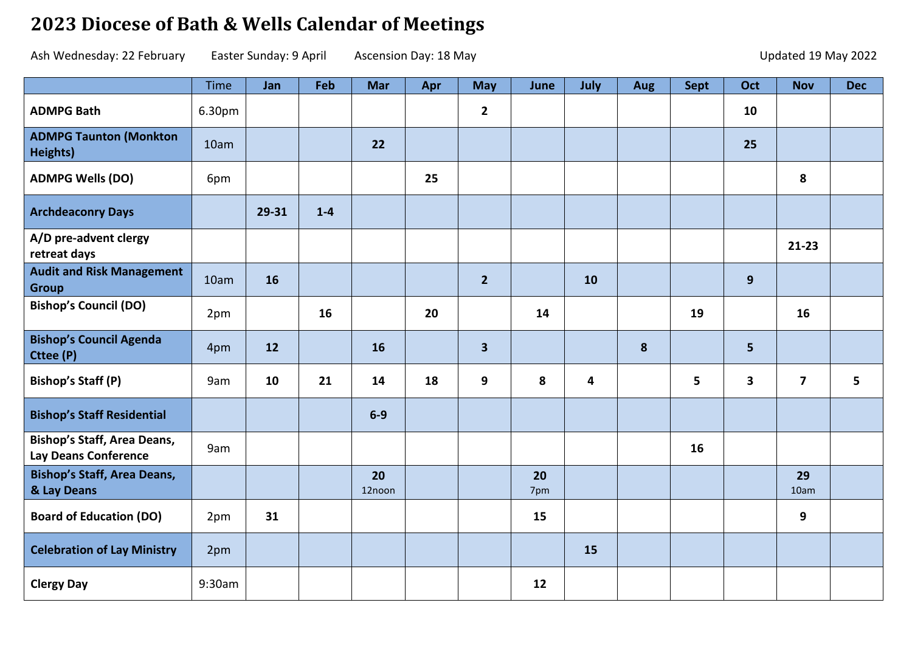# 2023 Diocese of Bath & Wells Calendar of Meetings

Ash Wednesday: 22 February    Easter Sunday: 9 April    Ascension Day: 18 May    Updated 19 May 2022

| | Time | Jan | Feb | Mar | Apr | May | June | July | Aug | Sept | Oct | Nov | Dec |
|---|---|---|---|---|---|---|---|---|---|---|---|---|---|
| **ADMPG Bath** | 6.30pm | | | | | **2** | | | | | **10** | | |
| **ADMPG Taunton (Monkton Heights)** | 10am | | | **22** | | | | | | | **25** | | |
| **ADMPG Wells (DO)** | 6pm | | | | **25** | | | | | | | **8** | |
| **Archdeaconry Days** | | **29-31** | **1-4** | | | | | | | | | | |
| **A/D pre-advent clergy retreat days** | | | | | | | | | | | | **21-23** | |
| **Audit and Risk Management Group** | 10am | **16** | | | | **2** | | **10** | | | **9** | | |
| **Bishop's Council (DO)** | 2pm | | **16** | | **20** | | **14** | | | **19** | | **16** | |
| **Bishop's Council Agenda Cttee (P)** | 4pm | **12** | | **16** | | **3** | | | **8** | | **5** | | |
| **Bishop's Staff (P)** | 9am | **10** | **21** | **14** | **18** | **9** | **8** | **4** | | **5** | **3** | **7** | **5** |
| **Bishop's Staff Residential** | | | | **6-9** | | | | | | | | | |
| **Bishop's Staff, Area Deans, Lay Deans Conference** | 9am | | | | | | | | | **16** | | | |
| **Bishop's Staff, Area Deans, & Lay Deans** | | | | **20** 12noon | | | **20** 7pm | | | | | **29** 10am | |
| **Board of Education (DO)** | 2pm | **31** | | | | | **15** | | | | | **9** | |
| **Celebration of Lay Ministry** | 2pm | | | | | | | **15** | | | | | |
| **Clergy Day** | 9:30am | | | | | | **12** | | | | | | |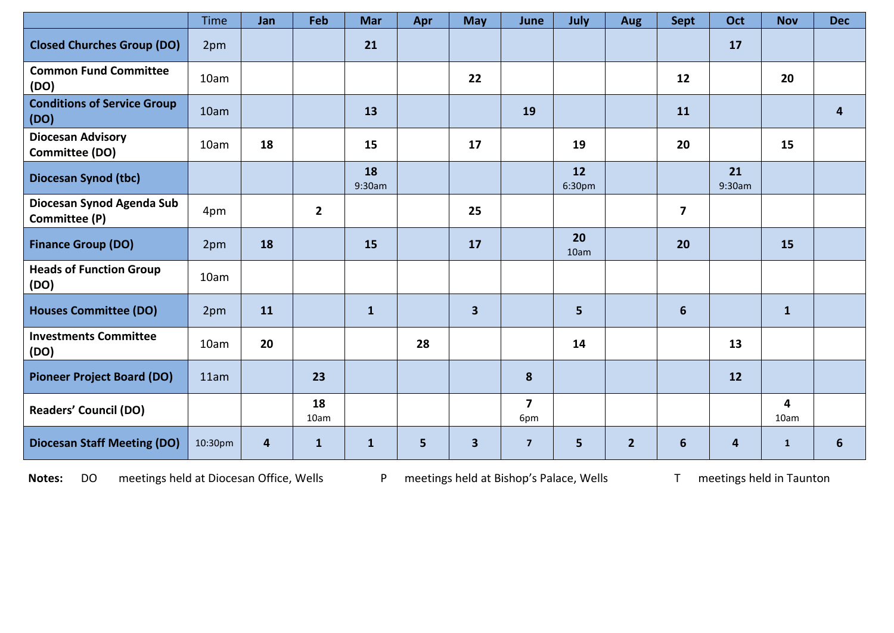| | Time | Jan | Feb | Mar | Apr | May | June | July | Aug | Sept | Oct | Nov | Dec |
|---|---|---|---|---|---|---|---|---|---|---|---|---|---|
| **Closed Churches Group (DO)** | 2pm | | | **21** | | | | | | | **17** | | |
| **Common Fund Committee (DO)** | 10am | | | | | **22** | | | | **12** | | **20** | |
| **Conditions of Service Group (DO)** | 10am | | | **13** | | | **19** | | | **11** | | | **4** |
| **Diocesan Advisory Committee (DO)** | 10am | **18** | | **15** | | **17** | | **19** | | **20** | | **15** | |
| **Diocesan Synod (tbc)** | | | | **18** 9:30am | | | | **12** 6:30pm | | | **21** 9:30am | | |
| **Diocesan Synod Agenda Sub Committee (P)** | 4pm | | **2** | | | **25** | | | | **7** | | | |
| **Finance Group (DO)** | 2pm | **18** | | **15** | | **17** | | **20** 10am | | **20** | | **15** | |
| **Heads of Function Group (DO)** | 10am | | | | | | | | | | | | |
| **Houses Committee (DO)** | 2pm | **11** | | **1** | | **3** | | **5** | | **6** | | **1** | |
| **Investments Committee (DO)** | 10am | **20** | | | **28** | | | **14** | | | **13** | | |
| **Pioneer Project Board (DO)** | 11am | | **23** | | | | **8** | | | | **12** | | |
| **Readers' Council (DO)** | | | **18** 10am | | | | **7** 6pm | | | | | **4** 10am | |
| **Diocesan Staff Meeting (DO)** | 10:30pm | **4** | **1** | **1** | **5** | **3** | **7** | **5** | **2** | **6** | **4** | **1** | **6** |

**Notes:** DO meetings held at Diocesan Office, Wells P meetings held at Bishop's Palace, Wells T meetings held in Taunton